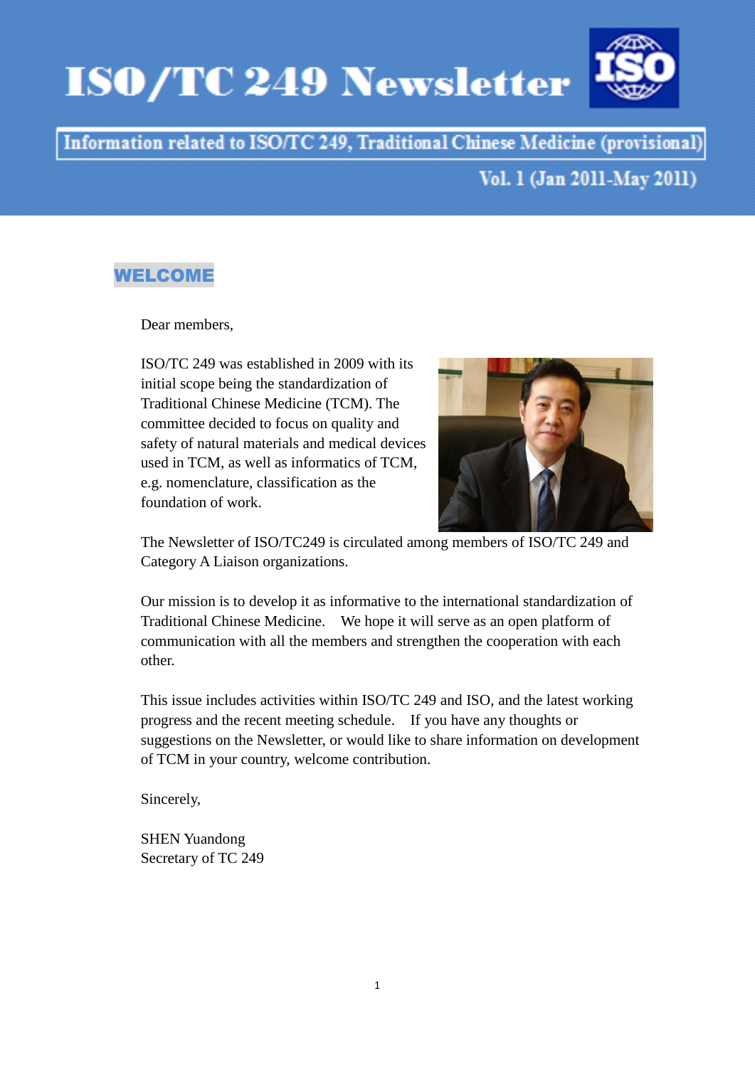# ISO/TC 249 Newsletter

Information related to ISO/TC 249, Traditional Chinese Medicine (provisional)

Vol. 1 (Jan 2011-May 2011)

## WELCOME

Dear members,

ISO/TC 249 was established in 2009 with its initial scope being the standardization of Traditional Chinese Medicine (TCM). The committee decided to focus on quality and safety of natural materials and medical devices used in TCM, as well as informatics of TCM, e.g. nomenclature, classification as the foundation of work.

The Newsletter of ISO/TC249 is circulated among members of ISO/TC 249 and Category A Liaison organizations.

Our mission is to develop it as informative to the international standardization of Traditional Chinese Medicine. We hope it will serve as an open platform of communication with all the members and strengthen the cooperation with each other.

This issue includes activities within ISO/TC 249 and ISO, and the latest working progress and the recent meeting schedule. If you have any thoughts or suggestions on the Newsletter, or would like to share information on development of TCM in your country, welcome contribution.

Sincerely,

SHEN Yuandong
Secretary of TC 249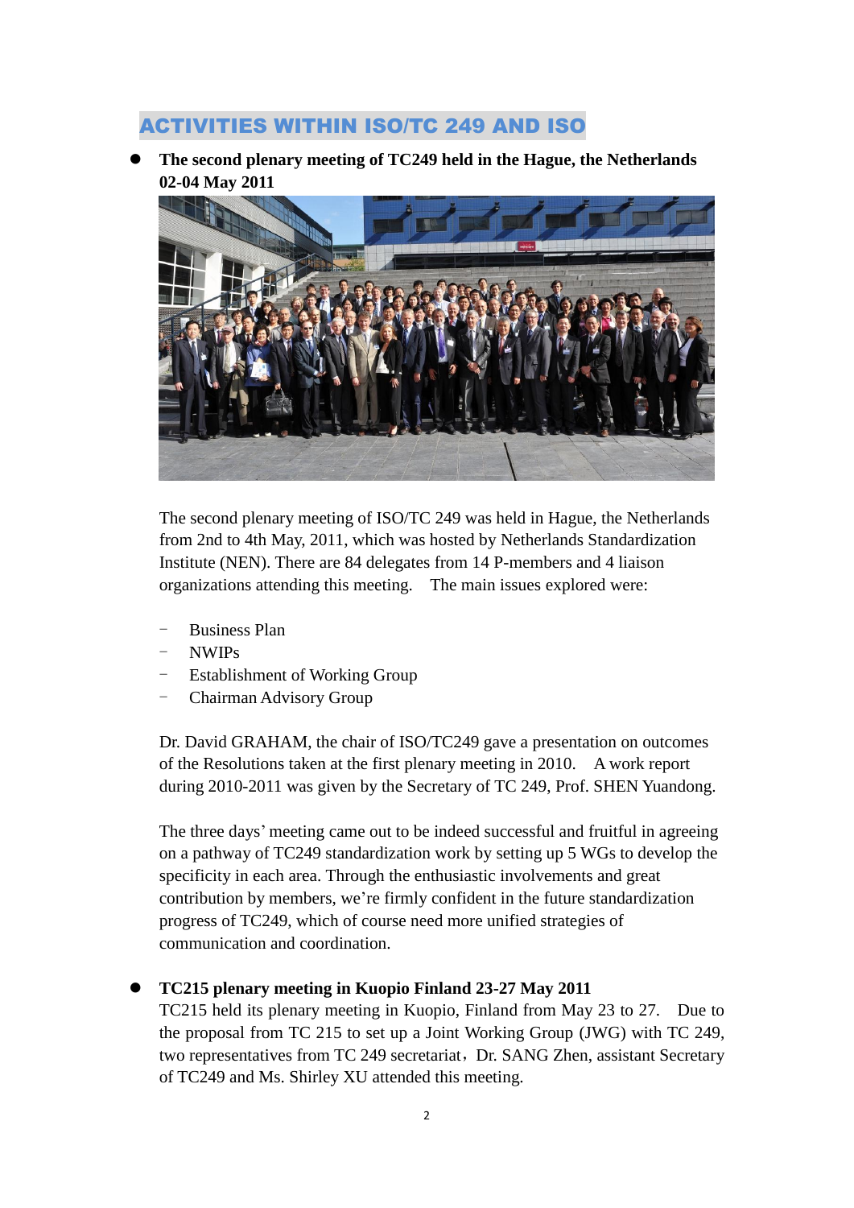## ACTIVITIES WITHIN ISO/TC 249 AND ISO

- **The second plenary meeting of TC249 held in the Hague, the Netherlands 02-04 May 2011**

  The second plenary meeting of ISO/TC 249 was held in Hague, the Netherlands from 2nd to 4th May, 2011, which was hosted by Netherlands Standardization Institute (NEN). There are 84 delegates from 14 P-members and 4 liaison organizations attending this meeting. The main issues explored were:

  - Business Plan
  - NWIPs
  - Establishment of Working Group
  - Chairman Advisory Group

  Dr. David GRAHAM, the chair of ISO/TC249 gave a presentation on outcomes of the Resolutions taken at the first plenary meeting in 2010. A work report during 2010-2011 was given by the Secretary of TC 249, Prof. SHEN Yuandong.

  The three days' meeting came out to be indeed successful and fruitful in agreeing on a pathway of TC249 standardization work by setting up 5 WGs to develop the specificity in each area. Through the enthusiastic involvements and great contribution by members, we're firmly confident in the future standardization progress of TC249, which of course need more unified strategies of communication and coordination.

- **TC215 plenary meeting in Kuopio Finland 23-27 May 2011**

  TC215 held its plenary meeting in Kuopio, Finland from May 23 to 27. Due to the proposal from TC 215 to set up a Joint Working Group (JWG) with TC 249, two representatives from TC 249 secretariat，Dr. SANG Zhen, assistant Secretary of TC249 and Ms. Shirley XU attended this meeting.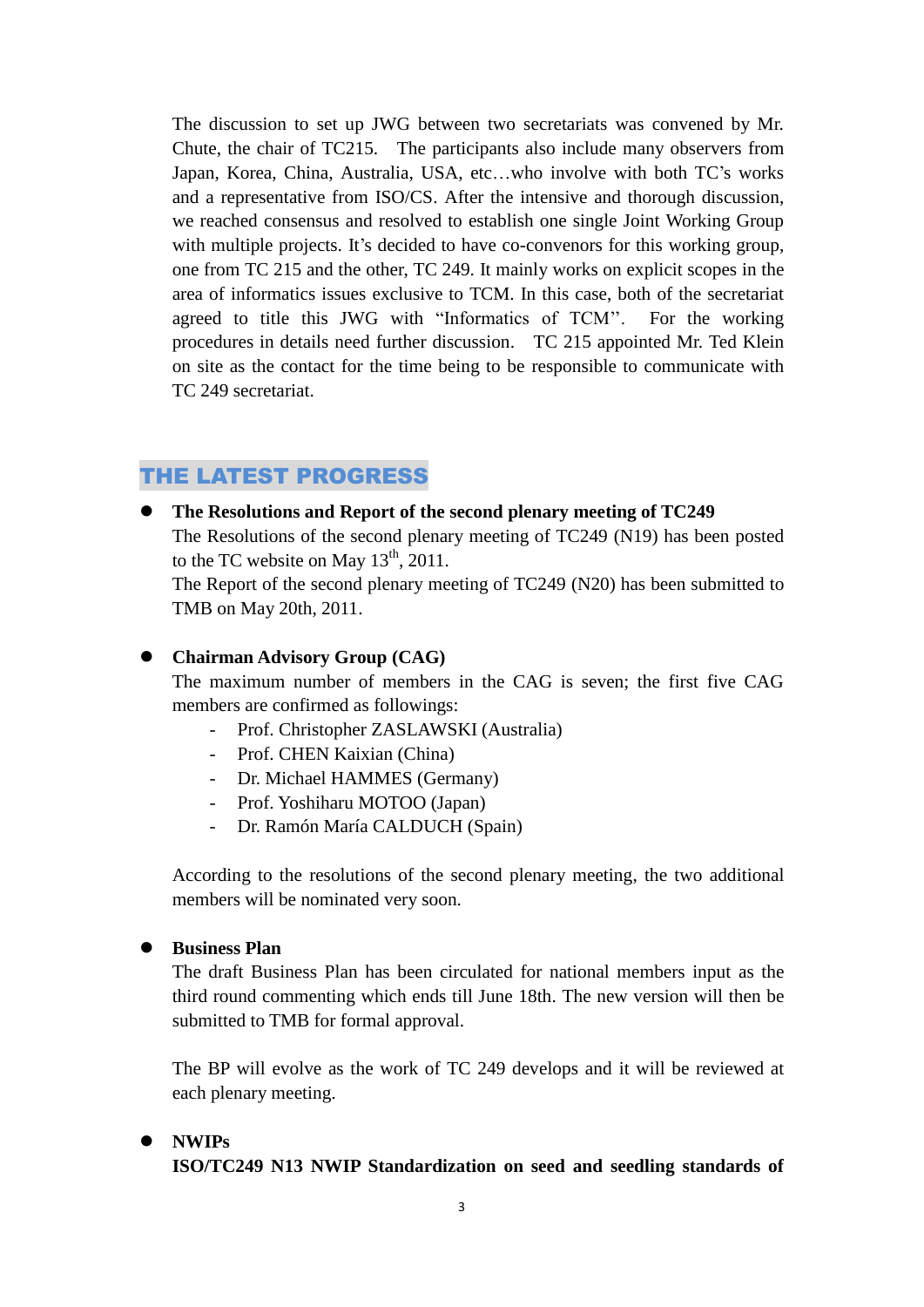The discussion to set up JWG between two secretariats was convened by Mr. Chute, the chair of TC215. The participants also include many observers from Japan, Korea, China, Australia, USA, etc…who involve with both TC's works and a representative from ISO/CS. After the intensive and thorough discussion, we reached consensus and resolved to establish one single Joint Working Group with multiple projects. It's decided to have co-convenors for this working group, one from TC 215 and the other, TC 249. It mainly works on explicit scopes in the area of informatics issues exclusive to TCM. In this case, both of the secretariat agreed to title this JWG with "Informatics of TCM". For the working procedures in details need further discussion. TC 215 appointed Mr. Ted Klein on site as the contact for the time being to be responsible to communicate with TC 249 secretariat.

## THE LATEST PROGRESS

- **The Resolutions and Report of the second plenary meeting of TC249**
  The Resolutions of the second plenary meeting of TC249 (N19) has been posted to the TC website on May 13th, 2011.
  The Report of the second plenary meeting of TC249 (N20) has been submitted to TMB on May 20th, 2011.

- **Chairman Advisory Group (CAG)**
  The maximum number of members in the CAG is seven; the first five CAG members are confirmed as followings:
  - Prof. Christopher ZASLAWSKI (Australia)
  - Prof. CHEN Kaixian (China)
  - Dr. Michael HAMMES (Germany)
  - Prof. Yoshiharu MOTOO (Japan)
  - Dr. Ramón María CALDUCH (Spain)

  According to the resolutions of the second plenary meeting, the two additional members will be nominated very soon.

- **Business Plan**
  The draft Business Plan has been circulated for national members input as the third round commenting which ends till June 18th. The new version will then be submitted to TMB for formal approval.

  The BP will evolve as the work of TC 249 develops and it will be reviewed at each plenary meeting.

- **NWIPs**
  **ISO/TC249 N13 NWIP Standardization on seed and seedling standards of**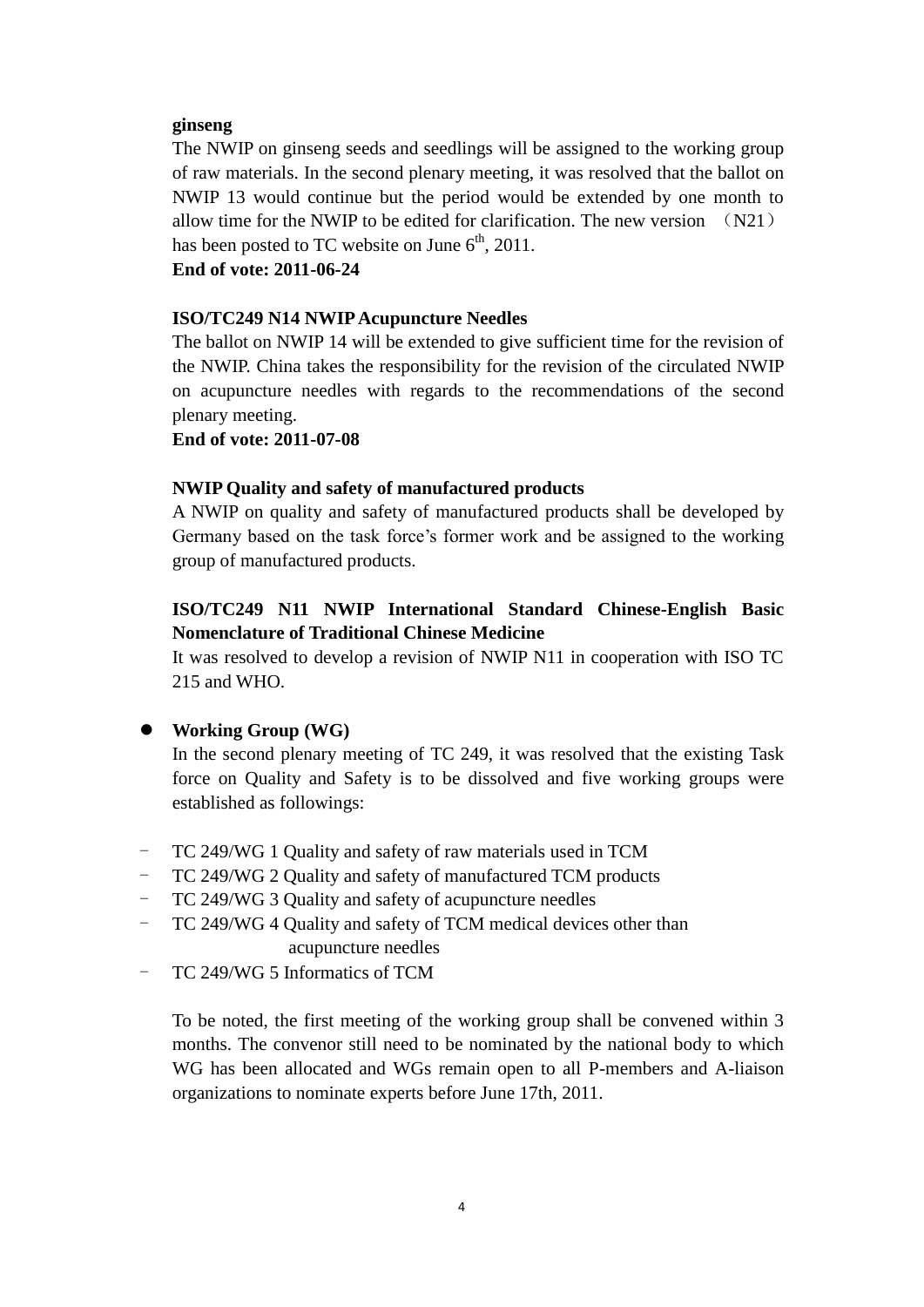**ginseng**

The NWIP on ginseng seeds and seedlings will be assigned to the working group of raw materials. In the second plenary meeting, it was resolved that the ballot on NWIP 13 would continue but the period would be extended by one month to allow time for the NWIP to be edited for clarification. The new version （N21） has been posted to TC website on June 6th, 2011.

**End of vote: 2011-06-24**

**ISO/TC249 N14 NWIP Acupuncture Needles**

The ballot on NWIP 14 will be extended to give sufficient time for the revision of the NWIP. China takes the responsibility for the revision of the circulated NWIP on acupuncture needles with regards to the recommendations of the second plenary meeting.

**End of vote: 2011-07-08**

**NWIP Quality and safety of manufactured products**

A NWIP on quality and safety of manufactured products shall be developed by Germany based on the task force's former work and be assigned to the working group of manufactured products.

**ISO/TC249 N11 NWIP International Standard Chinese-English Basic Nomenclature of Traditional Chinese Medicine**

It was resolved to develop a revision of NWIP N11 in cooperation with ISO TC 215 and WHO.

- **Working Group (WG)**

  In the second plenary meeting of TC 249, it was resolved that the existing Task force on Quality and Safety is to be dissolved and five working groups were established as followings:

- TC 249/WG 1 Quality and safety of raw materials used in TCM
- TC 249/WG 2 Quality and safety of manufactured TCM products
- TC 249/WG 3 Quality and safety of acupuncture needles
- TC 249/WG 4 Quality and safety of TCM medical devices other than acupuncture needles
- TC 249/WG 5 Informatics of TCM

To be noted, the first meeting of the working group shall be convened within 3 months. The convenor still need to be nominated by the national body to which WG has been allocated and WGs remain open to all P-members and A-liaison organizations to nominate experts before June 17th, 2011.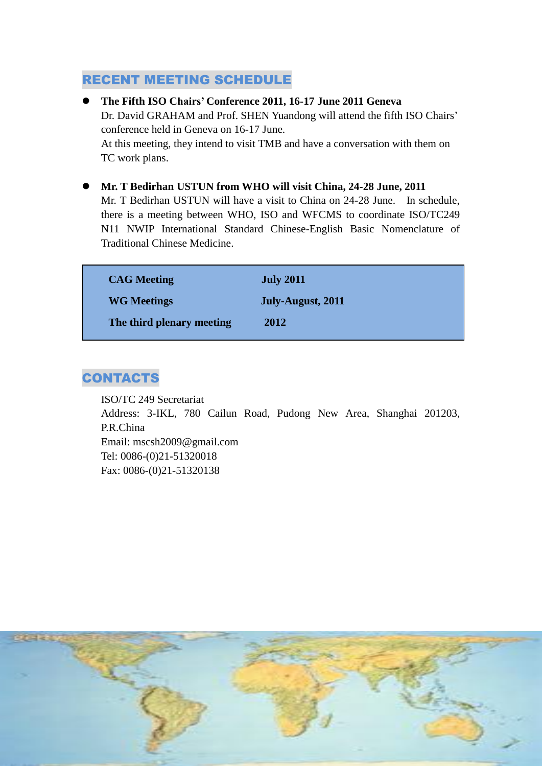## RECENT MEETING SCHEDULE

- **The Fifth ISO Chairs' Conference 2011, 16-17 June 2011 Geneva**
  Dr. David GRAHAM and Prof. SHEN Yuandong will attend the fifth ISO Chairs' conference held in Geneva on 16-17 June.
  At this meeting, they intend to visit TMB and have a conversation with them on TC work plans.

- **Mr. T Bedirhan USTUN from WHO will visit China, 24-28 June, 2011**
  Mr. T Bedirhan USTUN will have a visit to China on 24-28 June. In schedule, there is a meeting between WHO, ISO and WFCMS to coordinate ISO/TC249 N11 NWIP International Standard Chinese-English Basic Nomenclature of Traditional Chinese Medicine.

| | |
|---|---|
| **CAG Meeting** | **July 2011** |
| **WG Meetings** | **July-August, 2011** |
| **The third plenary meeting** | **2012** |

## CONTACTS

ISO/TC 249 Secretariat
Address: 3-IKL, 780 Cailun Road, Pudong New Area, Shanghai 201203, P.R.China
Email: mscsh2009@gmail.com
Tel: 0086-(0)21-51320018
Fax: 0086-(0)21-51320138